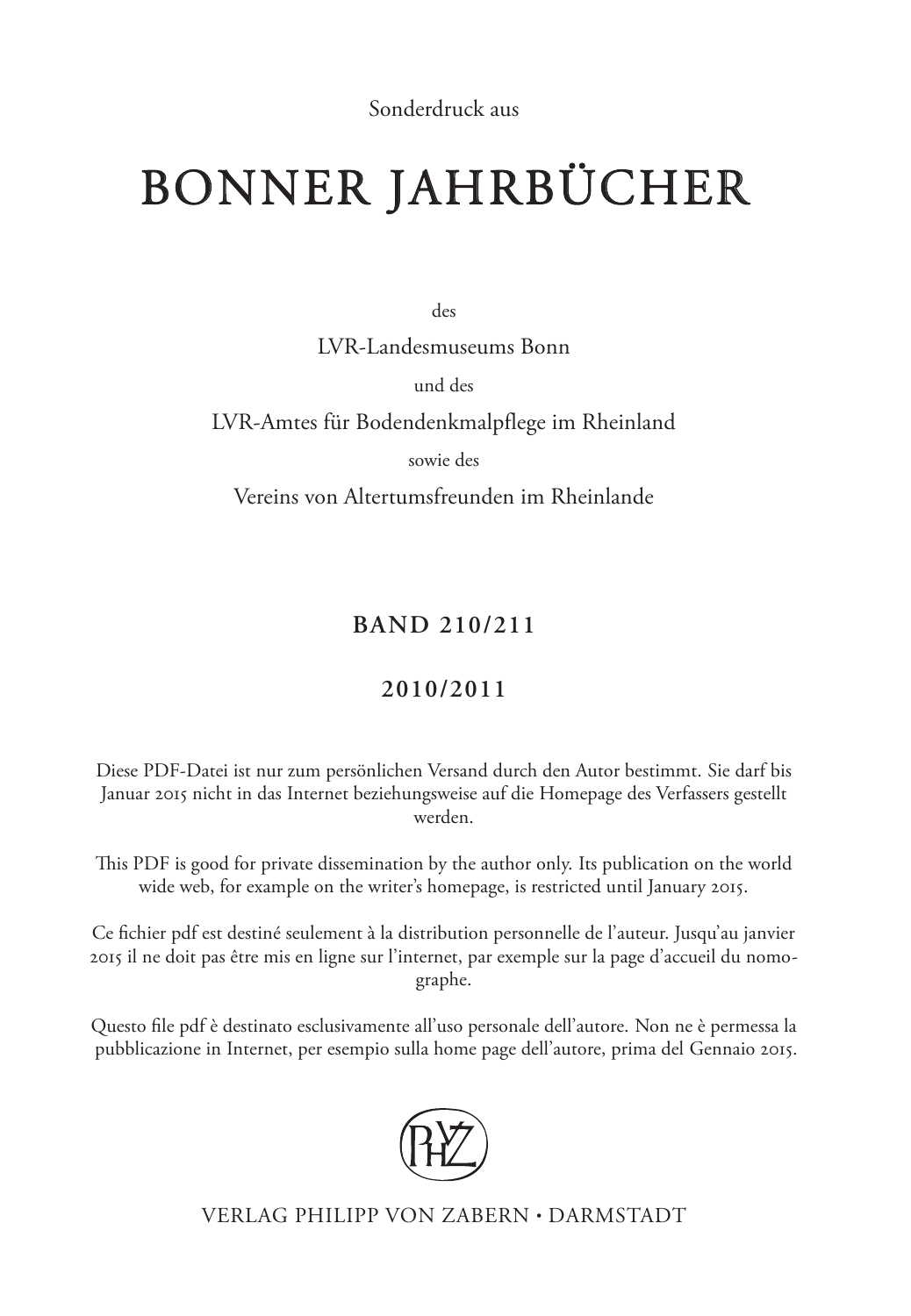Sonderdruck aus

# BONNER JAHRBÜCHER

des

LVR-Landesmuseums Bonn

und des

LVR-Amtes für Bodendenkmalpflege im Rheinland

sowie des

Vereins von Altertumsfreunden im Rheinlande

## BAND 210/211

## 2010/2011

Diese PDF-Datei ist nur zum persönlichen Versand durch den Autor bestimmt. Sie darf bis Januar 2015 nicht in das Internet beziehungsweise auf die Homepage des Verfassers gestellt werden.

This PDF is good for private dissemination by the author only. Its publication on the world wide web, for example on the writer's homepage, is restricted until January 2015.

Ce fichier pdf est destiné seulement à la distribution personnelle de l'auteur. Jusqu'au janvier 2015 il ne doit pas être mis en ligne sur l'internet, par exemple sur la page d'accueil du nomographe.

Questo file pdf è destinato esclusivamente all'uso personale dell'autore. Non ne è permessa la pubblicazione in Internet, per esempio sulla home page dell'autore, prima del Gennaio 2015.

PHVZ

VERLAG PHILIPP VON ZABERN • DARMSTADT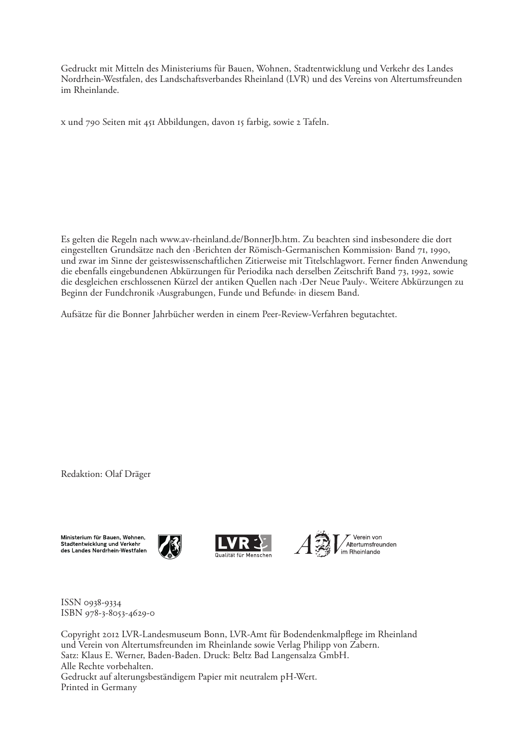Gedruckt mit Mitteln des Ministeriums für Bauen, Wohnen, Stadtentwicklung und Verkehr des Landes Nordrhein-Westfalen, des Landschaftsverbandes Rheinland (LVR) und des Vereins von Altertumsfreunden im Rheinlande.

x und 790 Seiten mit 451 Abbildungen, davon 15 farbig, sowie 2 Tafeln.

Es gelten die Regeln nach www.av-rheinland.de/BonnerJb.htm. Zu beachten sind insbesondere die dort eingestellten Grundsätze nach den ›Berichten der Römisch-Germanischen Kommission‹ Band 71, 1990, und zwar im Sinne der geisteswissenschaftlichen Zitierweise mit Titelschlagwort. Ferner finden Anwendung die ebenfalls eingebundenen Abkürzungen für Periodika nach derselben Zeitschrift Band 73, 1992, sowie die desgleichen erschlossenen Kürzel der antiken Quellen nach ›Der Neue Pauly‹. Weitere Abkürzungen zu Beginn der Fundchronik ›Ausgrabungen, Funde und Befunde‹ in diesem Band.

Aufsätze für die Bonner Jahrbücher werden in einem Peer-Review-Verfahren begutachtet.

Redaktion: Olaf Dräger

Ministerium für Bauen, Wohnen, Stadtentwicklung und Verkehr des Landes Nordrhein-Westfalen

LVR Qualität für Menschen

Verein von Altertumsfreunden im Rheinlande

ISSN 0938-9334
ISBN 978-3-8053-4629-0

Copyright 2012 LVR-Landesmuseum Bonn, LVR-Amt für Bodendenkmalpflege im Rheinland und Verein von Altertumsfreunden im Rheinlande sowie Verlag Philipp von Zabern.
Satz: Klaus E. Werner, Baden-Baden. Druck: Beltz Bad Langensalza GmbH.
Alle Rechte vorbehalten.
Gedruckt auf alterungsbeständigem Papier mit neutralem pH-Wert.
Printed in Germany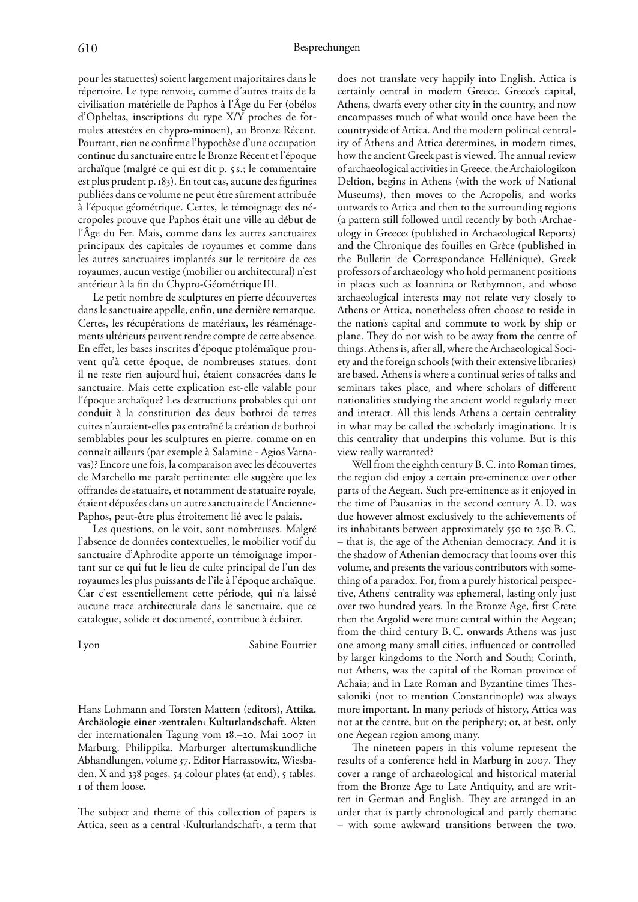pour les statuettes) soient largement majoritaires dans le répertoire. Le type renvoie, comme d'autres traits de la civilisation matérielle de Paphos à l'Âge du Fer (obélos d'Opheltas, inscriptions du type X/Y proches de formules attestées en chypro-minoen), au Bronze Récent. Pourtant, rien ne confirme l'hypothèse d'une occupation continue du sanctuaire entre le Bronze Récent et l'époque archaïque (malgré ce qui est dit p. 5 s.; le commentaire est plus prudent p. 183). En tout cas, aucune des figurines publiées dans ce volume ne peut être sûrement attribuée à l'époque géométrique. Certes, le témoignage des nécropoles prouve que Paphos était une ville au début de l'Âge du Fer. Mais, comme dans les autres sanctuaires principaux des capitales de royaumes et comme dans les autres sanctuaires implantés sur le territoire de ces royaumes, aucun vestige (mobilier ou architectural) n'est antérieur à la fin du Chypro-Géométrique III.

Le petit nombre de sculptures en pierre découvertes dans le sanctuaire appelle, enfin, une dernière remarque. Certes, les récupérations de matériaux, les réaménagements ultérieurs peuvent rendre compte de cette absence. En effet, les bases inscrites d'époque ptolémaïque prouvent qu'à cette époque, de nombreuses statues, dont il ne reste rien aujourd'hui, étaient consacrées dans le sanctuaire. Mais cette explication est-elle valable pour l'époque archaïque? Les destructions probables qui ont conduit à la constitution des deux bothroi de terres cuites n'auraient-elles pas entraîné la création de bothroi semblables pour les sculptures en pierre, comme on en connaît ailleurs (par exemple à Salamine - Agios Varnavas)? Encore une fois, la comparaison avec les découvertes de Marchello me paraît pertinente: elle suggère que les offrandes de statuaire, et notamment de statuaire royale, étaient déposées dans un autre sanctuaire de l'Ancienne-Paphos, peut-être plus étroitement lié avec le palais.

Les questions, on le voit, sont nombreuses. Malgré l'absence de données contextuelles, le mobilier votif du sanctuaire d'Aphrodite apporte un témoignage important sur ce qui fut le lieu de culte principal de l'un des royaumes les plus puissants de l'île à l'époque archaïque. Car c'est essentiellement cette période, qui n'a laissé aucune trace architecturale dans le sanctuaire, que ce catalogue, solide et documenté, contribue à éclairer.

Lyon — Sabine Fourrier

Hans Lohmann and Torsten Mattern (editors), **Attika. Archäologie einer ›zentralen‹ Kulturlandschaft.** Akten der internationalen Tagung vom 18.–20. Mai 2007 in Marburg. Philippika. Marburger altertumskundliche Abhandlungen, volume 37. Editor Harrassowitz, Wiesbaden. X and 338 pages, 54 colour plates (at end), 5 tables, 1 of them loose.

The subject and theme of this collection of papers is Attica, seen as a central ›Kulturlandschaft‹, a term that does not translate very happily into English. Attica is certainly central in modern Greece. Greece's capital, Athens, dwarfs every other city in the country, and now encompasses much of what would once have been the countryside of Attica. And the modern political centrality of Athens and Attica determines, in modern times, how the ancient Greek past is viewed. The annual review of archaeological activities in Greece, the Archaiologikon Deltion, begins in Athens (with the work of National Museums), then moves to the Acropolis, and works outwards to Attica and then to the surrounding regions (a pattern still followed until recently by both ›Archaeology in Greece‹ (published in Archaeological Reports) and the Chronique des fouilles en Grèce (published in the Bulletin de Correspondance Hellénique). Greek professors of archaeology who hold permanent positions in places such as Ioannina or Rethymnon, and whose archaeological interests may not relate very closely to Athens or Attica, nonetheless often choose to reside in the nation's capital and commute to work by ship or plane. They do not wish to be away from the centre of things. Athens is, after all, where the Archaeological Society and the foreign schools (with their extensive libraries) are based. Athens is where a continual series of talks and seminars takes place, and where scholars of different nationalities studying the ancient world regularly meet and interact. All this lends Athens a certain centrality in what may be called the ›scholarly imagination‹. It is this centrality that underpins this volume. But is this view really warranted?

Well from the eighth century B. C. into Roman times, the region did enjoy a certain pre-eminence over other parts of the Aegean. Such pre-eminence as it enjoyed in the time of Pausanias in the second century A. D. was due however almost exclusively to the achievements of its inhabitants between approximately 550 to 250 B. C. – that is, the age of the Athenian democracy. And it is the shadow of Athenian democracy that looms over this volume, and presents the various contributors with something of a paradox. For, from a purely historical perspective, Athens' centrality was ephemeral, lasting only just over two hundred years. In the Bronze Age, first Crete then the Argolid were more central within the Aegean; from the third century B. C. onwards Athens was just one among many small cities, influenced or controlled by larger kingdoms to the North and South; Corinth, not Athens, was the capital of the Roman province of Achaia; and in Late Roman and Byzantine times Thessaloniki (not to mention Constantinople) was always more important. In many periods of history, Attica was not at the centre, but on the periphery; or, at best, only one Aegean region among many.

The nineteen papers in this volume represent the results of a conference held in Marburg in 2007. They cover a range of archaeological and historical material from the Bronze Age to Late Antiquity, and are written in German and English. They are arranged in an order that is partly chronological and partly thematic – with some awkward transitions between the two.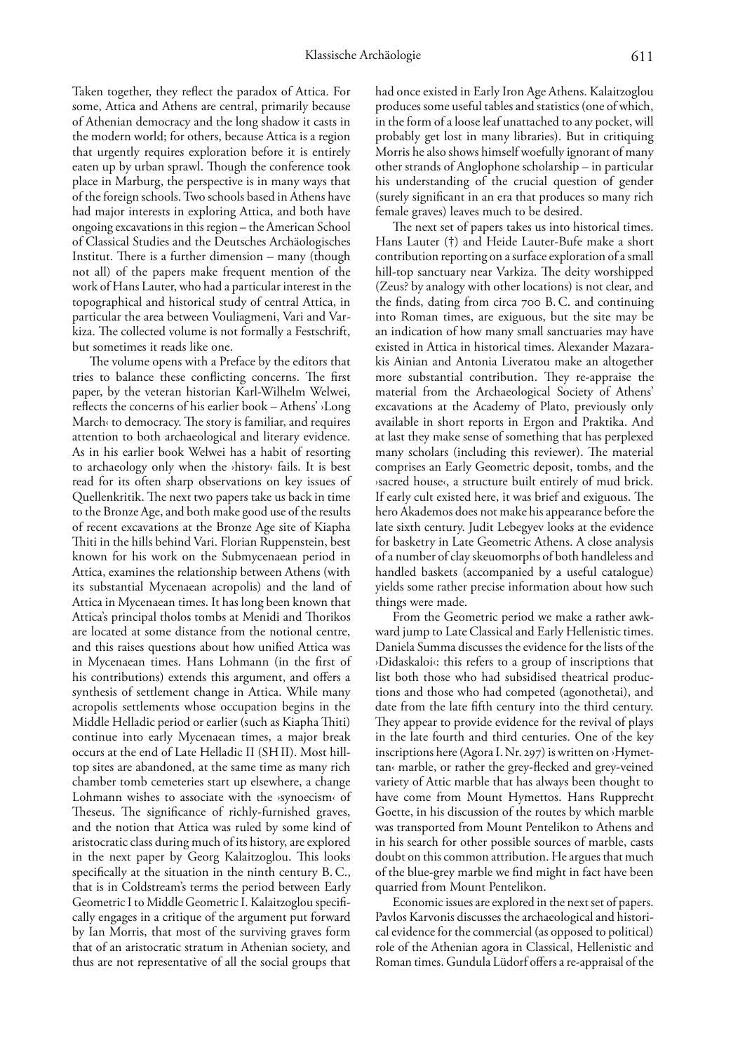Taken together, they reflect the paradox of Attica. For some, Attica and Athens are central, primarily because of Athenian democracy and the long shadow it casts in the modern world; for others, because Attica is a region that urgently requires exploration before it is entirely eaten up by urban sprawl. Though the conference took place in Marburg, the perspective is in many ways that of the foreign schools. Two schools based in Athens have had major interests in exploring Attica, and both have ongoing excavations in this region – the American School of Classical Studies and the Deutsches Archäologisches Institut. There is a further dimension – many (though not all) of the papers make frequent mention of the work of Hans Lauter, who had a particular interest in the topographical and historical study of central Attica, in particular the area between Vouliagmeni, Vari and Varkiza. The collected volume is not formally a Festschrift, but sometimes it reads like one.

The volume opens with a Preface by the editors that tries to balance these conflicting concerns. The first paper, by the veteran historian Karl-Wilhelm Welwei, reflects the concerns of his earlier book – Athens' ›Long March‹ to democracy. The story is familiar, and requires attention to both archaeological and literary evidence. As in his earlier book Welwei has a habit of resorting to archaeology only when the ›history‹ fails. It is best read for its often sharp observations on key issues of Quellenkritik. The next two papers take us back in time to the Bronze Age, and both make good use of the results of recent excavations at the Bronze Age site of Kiapha Thiti in the hills behind Vari. Florian Ruppenstein, best known for his work on the Submycenaean period in Attica, examines the relationship between Athens (with its substantial Mycenaean acropolis) and the land of Attica in Mycenaean times. It has long been known that Attica's principal tholos tombs at Menidi and Thorikos are located at some distance from the notional centre, and this raises questions about how unified Attica was in Mycenaean times. Hans Lohmann (in the first of his contributions) extends this argument, and offers a synthesis of settlement change in Attica. While many acropolis settlements whose occupation begins in the Middle Helladic period or earlier (such as Kiapha Thiti) continue into early Mycenaean times, a major break occurs at the end of Late Helladic II (SH II). Most hilltop sites are abandoned, at the same time as many rich chamber tomb cemeteries start up elsewhere, a change Lohmann wishes to associate with the ›synoecism‹ of Theseus. The significance of richly-furnished graves, and the notion that Attica was ruled by some kind of aristocratic class during much of its history, are explored in the next paper by Georg Kalaitzoglou. This looks specifically at the situation in the ninth century B. C., that is in Coldstream's terms the period between Early Geometric I to Middle Geometric I. Kalaitzoglou specifically engages in a critique of the argument put forward by Ian Morris, that most of the surviving graves form that of an aristocratic stratum in Athenian society, and thus are not representative of all the social groups that had once existed in Early Iron Age Athens. Kalaitzoglou produces some useful tables and statistics (one of which, in the form of a loose leaf unattached to any pocket, will probably get lost in many libraries). But in critiquing Morris he also shows himself woefully ignorant of many other strands of Anglophone scholarship – in particular his understanding of the crucial question of gender (surely significant in an era that produces so many rich female graves) leaves much to be desired.

The next set of papers takes us into historical times. Hans Lauter (†) and Heide Lauter-Bufe make a short contribution reporting on a surface exploration of a small hill-top sanctuary near Varkiza. The deity worshipped (Zeus? by analogy with other locations) is not clear, and the finds, dating from circa 700 B. C. and continuing into Roman times, are exiguous, but the site may be an indication of how many small sanctuaries may have existed in Attica in historical times. Alexander Mazarakis Ainian and Antonia Liveratou make an altogether more substantial contribution. They re-appraise the material from the Archaeological Society of Athens' excavations at the Academy of Plato, previously only available in short reports in Ergon and Praktika. And at last they make sense of something that has perplexed many scholars (including this reviewer). The material comprises an Early Geometric deposit, tombs, and the ›sacred house‹, a structure built entirely of mud brick. If early cult existed here, it was brief and exiguous. The hero Akademos does not make his appearance before the late sixth century. Judit Lebegyev looks at the evidence for basketry in Late Geometric Athens. A close analysis of a number of clay skeuomorphs of both handleless and handled baskets (accompanied by a useful catalogue) yields some rather precise information about how such things were made.

From the Geometric period we make a rather awkward jump to Late Classical and Early Hellenistic times. Daniela Summa discusses the evidence for the lists of the ›Didaskaloi‹: this refers to a group of inscriptions that list both those who had subsidised theatrical productions and those who had competed (agonothetai), and date from the late fifth century into the third century. They appear to provide evidence for the revival of plays in the late fourth and third centuries. One of the key inscriptions here (Agora I. Nr. 297) is written on ›Hymettan‹ marble, or rather the grey-flecked and grey-veined variety of Attic marble that has always been thought to have come from Mount Hymettos. Hans Rupprecht Goette, in his discussion of the routes by which marble was transported from Mount Pentelikon to Athens and in his search for other possible sources of marble, casts doubt on this common attribution. He argues that much of the blue-grey marble we find might in fact have been quarried from Mount Pentelikon.

Economic issues are explored in the next set of papers. Pavlos Karvonis discusses the archaeological and historical evidence for the commercial (as opposed to political) role of the Athenian agora in Classical, Hellenistic and Roman times. Gundula Lüdorf offers a re-appraisal of the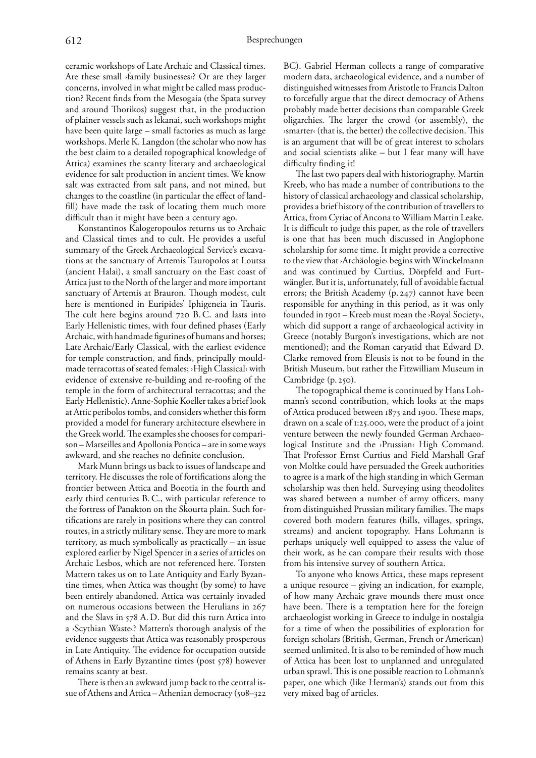ceramic workshops of Late Archaic and Classical times. Are these small ›family businesses‹? Or are they larger concerns, involved in what might be called mass production? Recent finds from the Mesogaia (the Spata survey and around Thorikos) suggest that, in the production of plainer vessels such as lekanai, such workshops might have been quite large – small factories as much as large workshops. Merle K. Langdon (the scholar who now has the best claim to a detailed topographical knowledge of Attica) examines the scanty literary and archaeological evidence for salt production in ancient times. We know salt was extracted from salt pans, and not mined, but changes to the coastline (in particular the effect of landfill) have made the task of locating them much more difficult than it might have been a century ago.

Konstantinos Kalogeropoulos returns us to Archaic and Classical times and to cult. He provides a useful summary of the Greek Archaeological Service's excavations at the sanctuary of Artemis Tauropolos at Loutsa (ancient Halai), a small sanctuary on the East coast of Attica just to the North of the larger and more important sanctuary of Artemis at Brauron. Though modest, cult here is mentioned in Euripides' Iphigeneia in Tauris. The cult here begins around 720 B. C. and lasts into Early Hellenistic times, with four defined phases (Early Archaic, with handmade figurines of humans and horses; Late Archaic/Early Classical, with the earliest evidence for temple construction, and finds, principally mouldmade terracottas of seated females; ›High Classical‹ with evidence of extensive re-building and re-roofing of the temple in the form of architectural terracottas; and the Early Hellenistic). Anne-Sophie Koeller takes a brief look at Attic peribolos tombs, and considers whether this form provided a model for funerary architecture elsewhere in the Greek world. The examples she chooses for comparison – Marseilles and Apollonia Pontica – are in some ways awkward, and she reaches no definite conclusion.

Mark Munn brings us back to issues of landscape and territory. He discusses the role of fortifications along the frontier between Attica and Boeotia in the fourth and early third centuries B. C., with particular reference to the fortress of Panakton on the Skourta plain. Such fortifications are rarely in positions where they can control routes, in a strictly military sense. They are more to mark territory, as much symbolically as practically – an issue explored earlier by Nigel Spencer in a series of articles on Archaic Lesbos, which are not referenced here. Torsten Mattern takes us on to Late Antiquity and Early Byzantine times, when Attica was thought (by some) to have been entirely abandoned. Attica was certainly invaded on numerous occasions between the Herulians in 267 and the Slavs in 578 A. D. But did this turn Attica into a ›Scythian Waste‹? Mattern's thorough analysis of the evidence suggests that Attica was reasonably prosperous in Late Antiquity. The evidence for occupation outside of Athens in Early Byzantine times (post 578) however remains scanty at best.

There is then an awkward jump back to the central issue of Athens and Attica – Athenian democracy (508–322 BC). Gabriel Herman collects a range of comparative modern data, archaeological evidence, and a number of distinguished witnesses from Aristotle to Francis Dalton to forcefully argue that the direct democracy of Athens probably made better decisions than comparable Greek oligarchies. The larger the crowd (or assembly), the ›smarter‹ (that is, the better) the collective decision. This is an argument that will be of great interest to scholars and social scientists alike – but I fear many will have difficulty finding it!

The last two papers deal with historiography. Martin Kreeb, who has made a number of contributions to the history of classical archaeology and classical scholarship, provides a brief history of the contribution of travellers to Attica, from Cyriac of Ancona to William Martin Leake. It is difficult to judge this paper, as the role of travellers is one that has been much discussed in Anglophone scholarship for some time. It might provide a corrective to the view that ›Archäologie‹ begins with Winckelmann and was continued by Curtius, Dörpfeld and Furtwängler. But it is, unfortunately, full of avoidable factual errors; the British Academy (p. 247) cannot have been responsible for anything in this period, as it was only founded in 1901 – Kreeb must mean the ›Royal Society‹, which did support a range of archaeological activity in Greece (notably Burgon's investigations, which are not mentioned); and the Roman caryatid that Edward D. Clarke removed from Eleusis is not to be found in the British Museum, but rather the Fitzwilliam Museum in Cambridge (p. 250).

The topographical theme is continued by Hans Lohmann's second contribution, which looks at the maps of Attica produced between 1875 and 1900. These maps, drawn on a scale of 1:25.000, were the product of a joint venture between the newly founded German Archaeological Institute and the ›Prussian‹ High Command. That Professor Ernst Curtius and Field Marshall Graf von Moltke could have persuaded the Greek authorities to agree is a mark of the high standing in which German scholarship was then held. Surveying using theodolites was shared between a number of army officers, many from distinguished Prussian military families. The maps covered both modern features (hills, villages, springs, streams) and ancient topography. Hans Lohmann is perhaps uniquely well equipped to assess the value of their work, as he can compare their results with those from his intensive survey of southern Attica.

To anyone who knows Attica, these maps represent a unique resource – giving an indication, for example, of how many Archaic grave mounds there must once have been. There is a temptation here for the foreign archaeologist working in Greece to indulge in nostalgia for a time of when the possibilities of exploration for foreign scholars (British, German, French or American) seemed unlimited. It is also to be reminded of how much of Attica has been lost to unplanned and unregulated urban sprawl. This is one possible reaction to Lohmann's paper, one which (like Herman's) stands out from this very mixed bag of articles.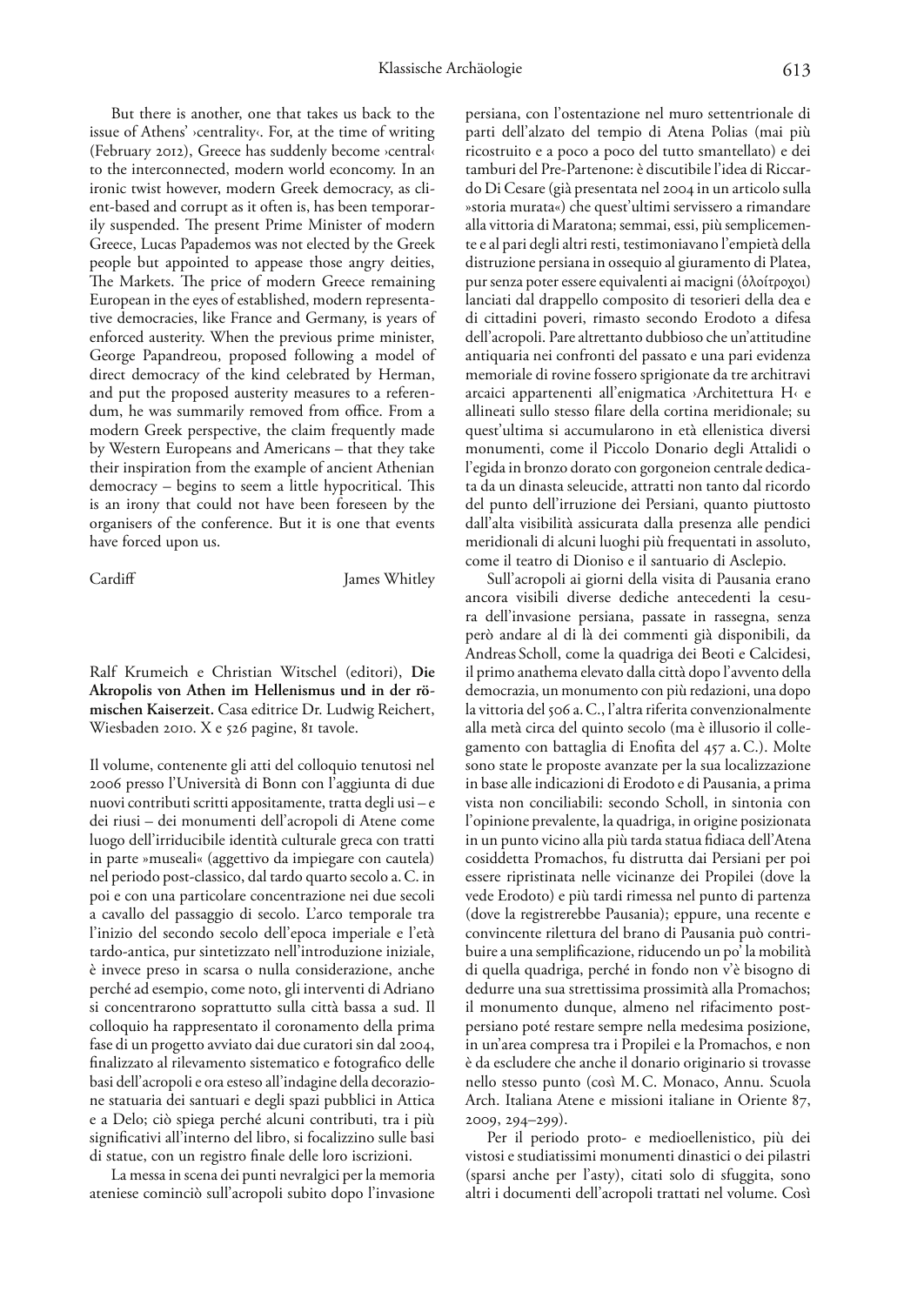But there is another, one that takes us back to the issue of Athens' ›centrality‹. For, at the time of writing (February 2012), Greece has suddenly become ›central‹ to the interconnected, modern world economy. In an ironic twist however, modern Greek democracy, as client-based and corrupt as it often is, has been temporarily suspended. The present Prime Minister of modern Greece, Lucas Papademos was not elected by the Greek people but appointed to appease those angry deities, The Markets. The price of modern Greece remaining European in the eyes of established, modern representative democracies, like France and Germany, is years of enforced austerity. When the previous prime minister, George Papandreou, proposed following a model of direct democracy of the kind celebrated by Herman, and put the proposed austerity measures to a referendum, he was summarily removed from office. From a modern Greek perspective, the claim frequently made by Western Europeans and Americans – that they take their inspiration from the example of ancient Athenian democracy – begins to seem a little hypocritical. This is an irony that could not have been foreseen by the organisers of the conference. But it is one that events have forced upon us.

Cardiff — James Whitley

Ralf Krumeich e Christian Witschel (editori), **Die Akropolis von Athen im Hellenismus und in der römischen Kaiserzeit.** Casa editrice Dr. Ludwig Reichert, Wiesbaden 2010. X e 526 pagine, 81 tavole.

Il volume, contenente gli atti del colloquio tenutosi nel 2006 presso l'Università di Bonn con l'aggiunta di due nuovi contributi scritti appositamente, tratta degli usi – e dei riusi – dei monumenti dell'acropoli di Atene come luogo dell'irriducibile identità culturale greca con tratti in parte »museali« (aggettivo da impiegare con cautela) nel periodo post-classico, dal tardo quarto secolo a. C. in poi e con una particolare concentrazione nei due secoli a cavallo del passaggio di secolo. L'arco temporale tra l'inizio del secondo secolo dell'epoca imperiale e l'età tardo-antica, pur sintetizzato nell'introduzione iniziale, è invece preso in scarsa o nulla considerazione, anche perché ad esempio, come noto, gli interventi di Adriano si concentrarono soprattutto sulla città bassa a sud. Il colloquio ha rappresentato il coronamento della prima fase di un progetto avviato dai due curatori sin dal 2004, finalizzato al rilevamento sistematico e fotografico delle basi dell'acropoli e ora esteso all'indagine della decorazione statuaria dei santuari e degli spazi pubblici in Attica e a Delo; ciò spiega perché alcuni contributi, tra i più significativi all'interno del libro, si focalizzino sulle basi di statue, con un registro finale delle loro iscrizioni.

La messa in scena dei punti nevralgici per la memoria ateniese cominciò sull'acropoli subito dopo l'invasione persiana, con l'ostentazione nel muro settentrionale di parti dell'alzato del tempio di Atena Polias (mai più ricostruito e a poco a poco del tutto smantellato) e dei tamburi del Pre-Partenone: è discutibile l'idea di Riccardo Di Cesare (già presentata nel 2004 in un articolo sulla »storia murata«) che quest'ultimi servissero a rimandare alla vittoria di Maratona; semmai, essi, più semplicemente e al pari degli altri resti, testimoniavano l'empietà della distruzione persiana in ossequio al giuramento di Platea, pur senza poter essere equivalenti ai macigni (ὁλοίτροχοι) lanciati dal drappello composito di tesorieri della dea e di cittadini poveri, rimasto secondo Erodoto a difesa dell'acropoli. Pare altrettanto dubbioso che un'attitudine antiquaria nei confronti del passato e una pari evidenza memoriale di rovine fossero sprigionate da tre architravi arcaici appartenenti all'enigmatica ›Architettura H‹ e allineati sullo stesso filare della cortina meridionale; su quest'ultima si accumularono in età ellenistica diversi monumenti, come il Piccolo Donario degli Attalidi o l'egida in bronzo dorato con gorgoneion centrale dedicata da un dinasta seleucide, attratti non tanto dal ricordo del punto dell'irruzione dei Persiani, quanto piuttosto dall'alta visibilità assicurata dalla presenza alle pendici meridionali di alcuni luoghi più frequentati in assoluto, come il teatro di Dioniso e il santuario di Asclepio.

Sull'acropoli ai giorni della visita di Pausania erano ancora visibili diverse dediche antecedenti la cesura dell'invasione persiana, passate in rassegna, senza però andare al di là dei commenti già disponibili, da Andreas Scholl, come la quadriga dei Beoti e Calcidesi, il primo anathema elevato dalla città dopo l'avvento della democrazia, un monumento con più redazioni, una dopo la vittoria del 506 a. C., l'altra riferita convenzionalmente alla metà circa del quinto secolo (ma è illusorio il collegamento con battaglia di Enofita del 457 a. C.). Molte sono state le proposte avanzate per la sua localizzazione in base alle indicazioni di Erodoto e di Pausania, a prima vista non conciliabili: secondo Scholl, in sintonia con l'opinione prevalente, la quadriga, in origine posizionata in un punto vicino alla più tarda statua fidiaca dell'Atena cosiddetta Promachos, fu distrutta dai Persiani per poi essere ripristinata nelle vicinanze dei Propilei (dove la vede Erodoto) e più tardi rimessa nel punto di partenza (dove la registrerebbe Pausania); eppure, una recente e convincente rilettura del brano di Pausania può contribuire a una semplificazione, riducendo un po' la mobilità di quella quadriga, perché in fondo non v'è bisogno di dedurre una sua strettissima prossimità alla Promachos; il monumento dunque, almeno nel rifacimento post-persiano poté restare sempre nella medesima posizione, in un'area compresa tra i Propilei e la Promachos, e non è da escludere che anche il donario originario si trovasse nello stesso punto (così M. C. Monaco, Annu. Scuola Arch. Italiana Atene e missioni italiane in Oriente 87, 2009, 294–299).

Per il periodo proto- e medioellenistico, più dei vistosi e studiatissimi monumenti dinastici o dei pilastri (sparsi anche per l'asty), citati solo di sfuggita, sono altri i documenti dell'acropoli trattati nel volume. Così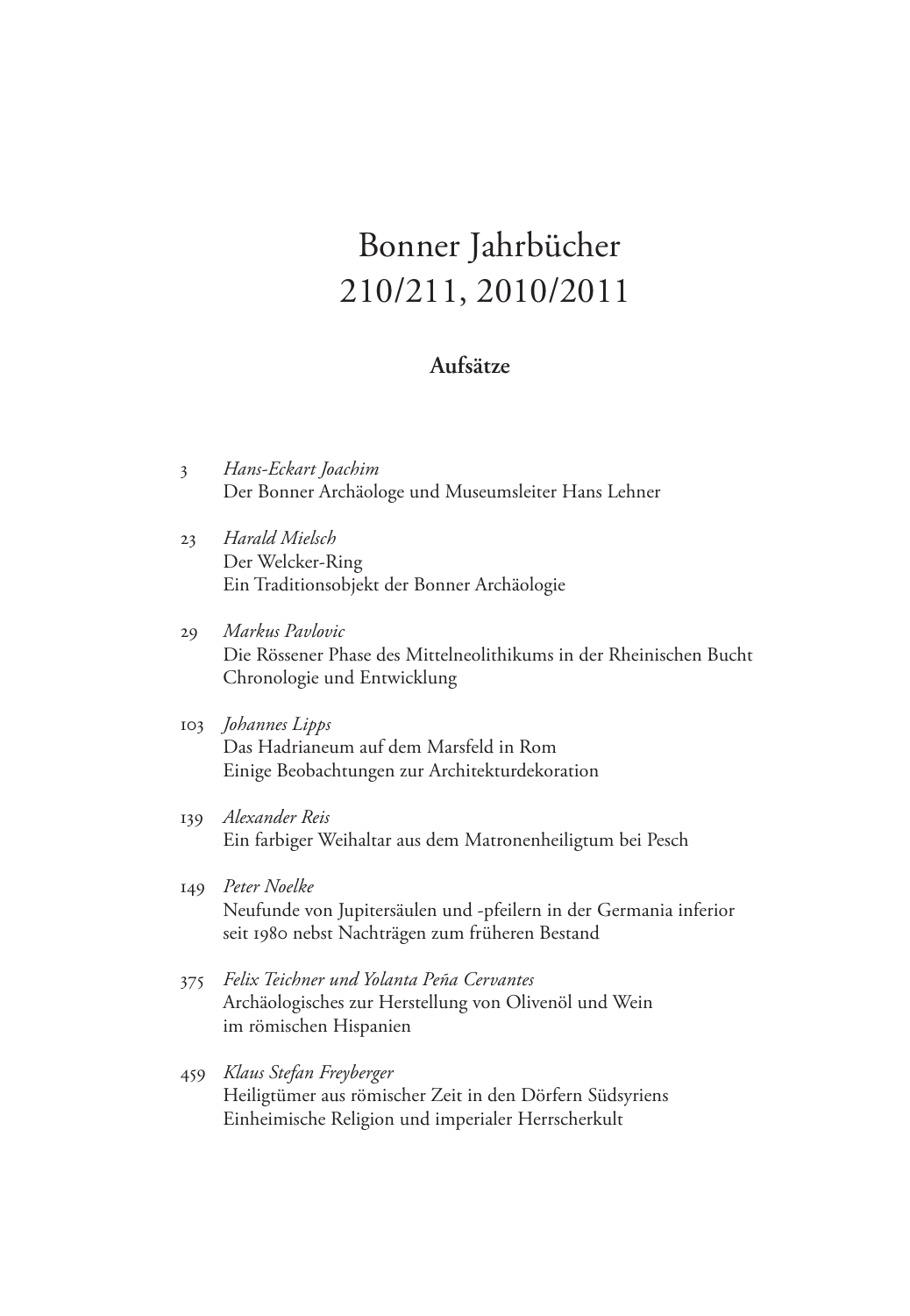# Bonner Jahrbücher
# 210/211, 2010/2011

## Aufsätze

3 *Hans-Eckart Joachim*
Der Bonner Archäologe und Museumsleiter Hans Lehner

23 *Harald Mielsch*
Der Welcker-Ring
Ein Traditionsobjekt der Bonner Archäologie

29 *Markus Pavlovic*
Die Rössener Phase des Mittelneolithikums in der Rheinischen Bucht
Chronologie und Entwicklung

103 *Johannes Lipps*
Das Hadrianeum auf dem Marsfeld in Rom
Einige Beobachtungen zur Architekturdekoration

139 *Alexander Reis*
Ein farbiger Weihaltar aus dem Matronenheiligtum bei Pesch

149 *Peter Noelke*
Neufunde von Jupitersäulen und -pfeilern in der Germania inferior
seit 1980 nebst Nachträgen zum früheren Bestand

375 *Felix Teichner und Yolanta Peña Cervantes*
Archäologisches zur Herstellung von Olivenöl und Wein
im römischen Hispanien

459 *Klaus Stefan Freyberger*
Heiligtümer aus römischer Zeit in den Dörfern Südsyriens
Einheimische Religion und imperialer Herrscherkult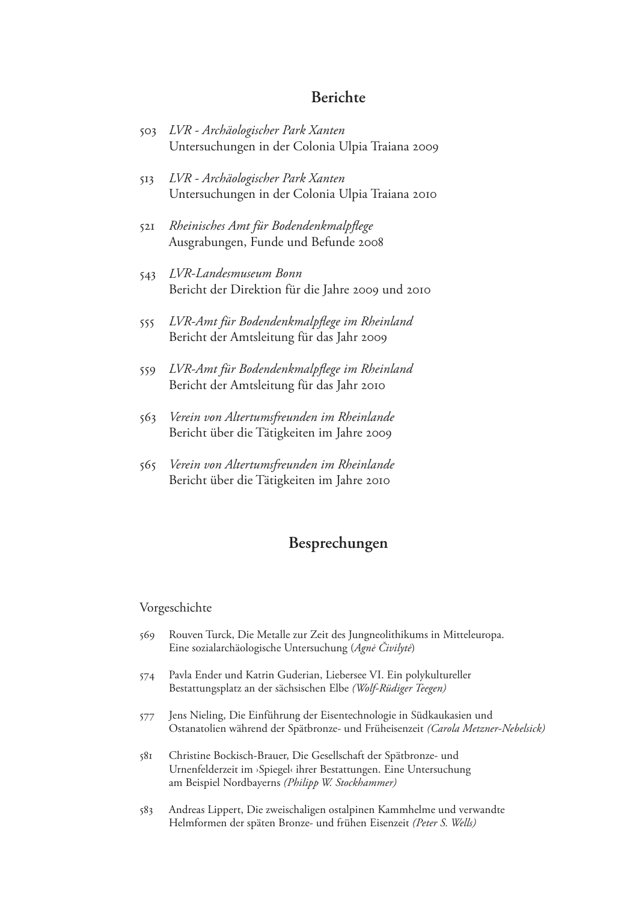## Berichte

503 *LVR - Archäologischer Park Xanten*
Untersuchungen in der Colonia Ulpia Traiana 2009

513 *LVR - Archäologischer Park Xanten*
Untersuchungen in der Colonia Ulpia Traiana 2010

521 *Rheinisches Amt für Bodendenkmalpflege*
Ausgrabungen, Funde und Befunde 2008

543 *LVR-Landesmuseum Bonn*
Bericht der Direktion für die Jahre 2009 und 2010

555 *LVR-Amt für Bodendenkmalpflege im Rheinland*
Bericht der Amtsleitung für das Jahr 2009

559 *LVR-Amt für Bodendenkmalpflege im Rheinland*
Bericht der Amtsleitung für das Jahr 2010

563 *Verein von Altertumsfreunden im Rheinlande*
Bericht über die Tätigkeiten im Jahre 2009

565 *Verein von Altertumsfreunden im Rheinlande*
Bericht über die Tätigkeiten im Jahre 2010

## Besprechungen

### Vorgeschichte

569 Rouven Turck, Die Metalle zur Zeit des Jungneolithikums in Mitteleuropa. Eine sozialarchäologische Untersuchung (*Agnė Čivilytė*)

574 Pavla Ender und Katrin Guderian, Liebersee VI. Ein polykultureller Bestattungsplatz an der sächsischen Elbe *(Wolf-Rüdiger Teegen)*

577 Jens Nieling, Die Einführung der Eisentechnologie in Südkaukasien und Ostanatolien während der Spätbronze- und Früheisenzeit *(Carola Metzner-Nebelsick)*

581 Christine Bockisch-Brauer, Die Gesellschaft der Spätbronze- und Urnenfelderzeit im ›Spiegel‹ ihrer Bestattungen. Eine Untersuchung am Beispiel Nordbayerns *(Philipp W. Stockhammer)*

583 Andreas Lippert, Die zweischaligen ostalpinen Kammhelme und verwandte Helmformen der späten Bronze- und frühen Eisenzeit *(Peter S. Wells)*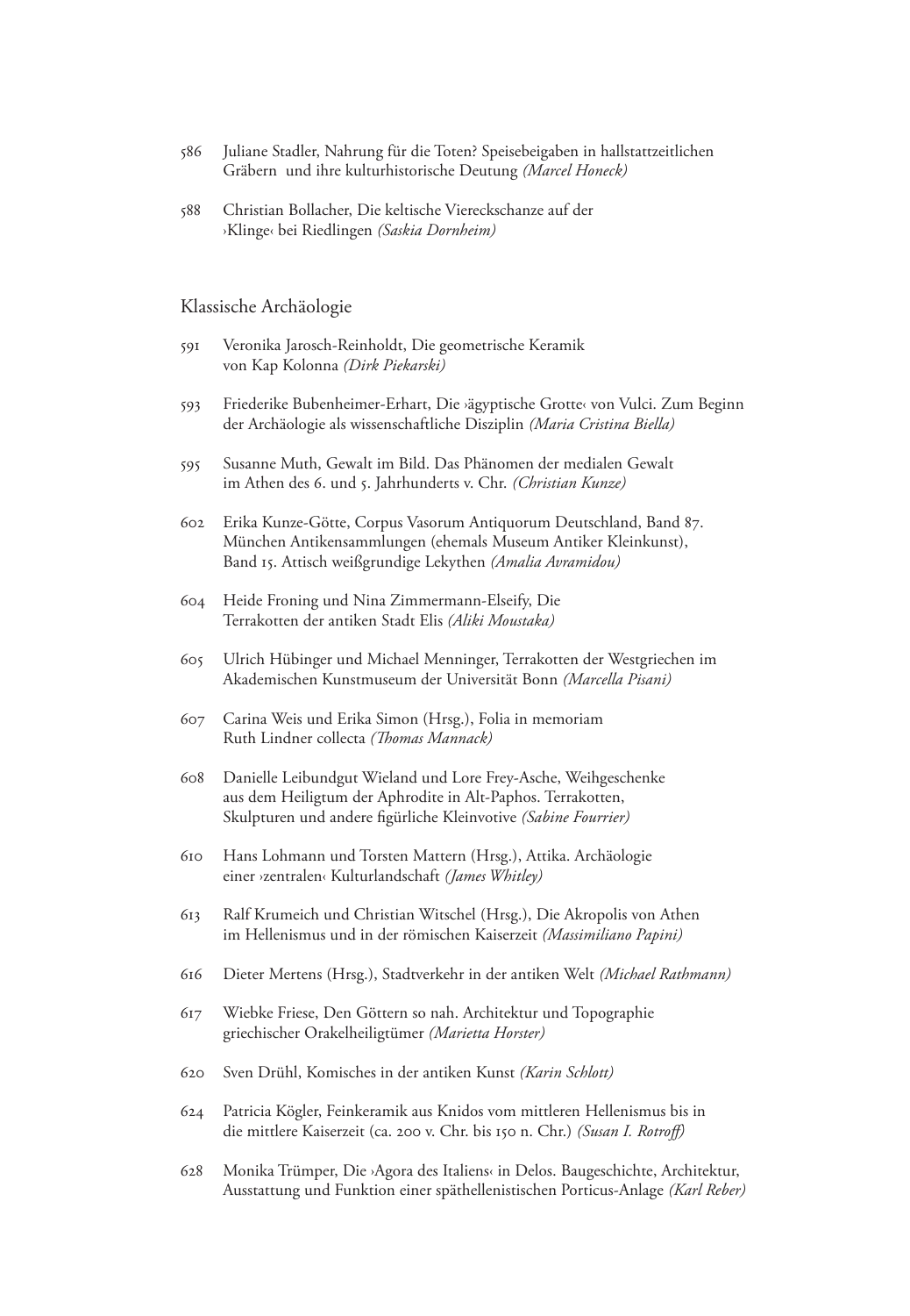586 Juliane Stadler, Nahrung für die Toten? Speisebeigaben in hallstattzeitlichen Gräbern und ihre kulturhistorische Deutung *(Marcel Honeck)*

588 Christian Bollacher, Die keltische Viereckschanze auf der ›Klinge‹ bei Riedlingen *(Saskia Dornheim)*

## Klassische Archäologie

591 Veronika Jarosch-Reinholdt, Die geometrische Keramik von Kap Kolonna *(Dirk Piekarski)*

593 Friederike Bubenheimer-Erhart, Die ›ägyptische Grotte‹ von Vulci. Zum Beginn der Archäologie als wissenschaftliche Disziplin *(Maria Cristina Biella)*

595 Susanne Muth, Gewalt im Bild. Das Phänomen der medialen Gewalt im Athen des 6. und 5. Jahrhunderts v. Chr. *(Christian Kunze)*

602 Erika Kunze-Götte, Corpus Vasorum Antiquorum Deutschland, Band 87. München Antikensammlungen (ehemals Museum Antiker Kleinkunst), Band 15. Attisch weißgrundige Lekythen *(Amalia Avramidou)*

604 Heide Froning und Nina Zimmermann-Elseify, Die Terrakotten der antiken Stadt Elis *(Aliki Moustaka)*

605 Ulrich Hübinger und Michael Menninger, Terrakotten der Westgriechen im Akademischen Kunstmuseum der Universität Bonn *(Marcella Pisani)*

607 Carina Weis und Erika Simon (Hrsg.), Folia in memoriam Ruth Lindner collecta *(Thomas Mannack)*

608 Danielle Leibundgut Wieland und Lore Frey-Asche, Weihgeschenke aus dem Heiligtum der Aphrodite in Alt-Paphos. Terrakotten, Skulpturen und andere figürliche Kleinvotive *(Sabine Fourrier)*

610 Hans Lohmann und Torsten Mattern (Hrsg.), Attika. Archäologie einer ›zentralen‹ Kulturlandschaft *(James Whitley)*

613 Ralf Krumeich und Christian Witschel (Hrsg.), Die Akropolis von Athen im Hellenismus und in der römischen Kaiserzeit *(Massimiliano Papini)*

616 Dieter Mertens (Hrsg.), Stadtverkehr in der antiken Welt *(Michael Rathmann)*

617 Wiebke Friese, Den Göttern so nah. Architektur und Topographie griechischer Orakelheiligtümer *(Marietta Horster)*

620 Sven Drühl, Komisches in der antiken Kunst *(Karin Schlott)*

624 Patricia Kögler, Feinkeramik aus Knidos vom mittleren Hellenismus bis in die mittlere Kaiserzeit (ca. 200 v. Chr. bis 150 n. Chr.) *(Susan I. Rotroff)*

628 Monika Trümper, Die ›Agora des Italiens‹ in Delos. Baugeschichte, Architektur, Ausstattung und Funktion einer späthellenistischen Porticus-Anlage *(Karl Reber)*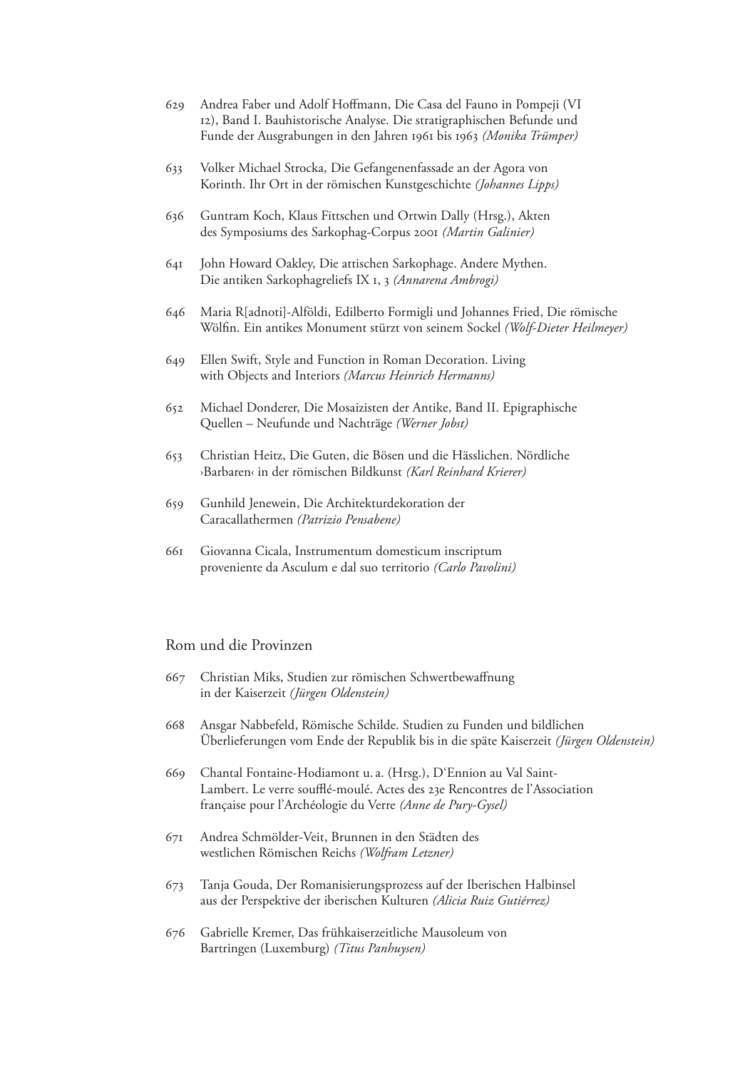629 Andrea Faber und Adolf Hoffmann, Die Casa del Fauno in Pompeji (VI 12), Band I. Bauhistorische Analyse. Die stratigraphischen Befunde und Funde der Ausgrabungen in den Jahren 1961 bis 1963 *(Monika Trümper)*

633 Volker Michael Strocka, Die Gefangenenfassade an der Agora von Korinth. Ihr Ort in der römischen Kunstgeschichte *(Johannes Lipps)*

636 Guntram Koch, Klaus Fittschen und Ortwin Dally (Hrsg.), Akten des Symposiums des Sarkophag-Corpus 2001 *(Martin Galinier)*

641 John Howard Oakley, Die attischen Sarkophage. Andere Mythen. Die antiken Sarkophagreliefs IX 1, 3 *(Annarena Ambrogi)*

646 Maria R[adnoti]-Alföldi, Edilberto Formigli und Johannes Fried, Die römische Wölfin. Ein antikes Monument stürzt von seinem Sockel *(Wolf-Dieter Heilmeyer)*

649 Ellen Swift, Style and Function in Roman Decoration. Living with Objects and Interiors *(Marcus Heinrich Hermanns)*

652 Michael Donderer, Die Mosaizisten der Antike, Band II. Epigraphische Quellen – Neufunde und Nachträge *(Werner Jobst)*

653 Christian Heitz, Die Guten, die Bösen und die Hässlichen. Nördliche ›Barbaren‹ in der römischen Bildkunst *(Karl Reinhard Krierer)*

659 Gunhild Jenewein, Die Architekturdekoration der Caracallathermen *(Patrizio Pensabene)*

661 Giovanna Cicala, Instrumentum domesticum inscriptum proveniente da Asculum e dal suo territorio *(Carlo Pavolini)*

## Rom und die Provinzen

667 Christian Miks, Studien zur römischen Schwertbewaffnung in der Kaiserzeit *(Jürgen Oldenstein)*

668 Ansgar Nabbefeld, Römische Schilde. Studien zu Funden und bildlichen Überlieferungen vom Ende der Republik bis in die späte Kaiserzeit *(Jürgen Oldenstein)*

669 Chantal Fontaine-Hodiamont u. a. (Hrsg.), D'Ennion au Val Saint-Lambert. Le verre soufflé-moulé. Actes des 23e Rencontres de l'Association française pour l'Archéologie du Verre *(Anne de Pury-Gysel)*

671 Andrea Schmölder-Veit, Brunnen in den Städten des westlichen Römischen Reichs *(Wolfram Letzner)*

673 Tanja Gouda, Der Romanisierungsprozess auf der Iberischen Halbinsel aus der Perspektive der iberischen Kulturen *(Alicia Ruiz Gutiérrez)*

676 Gabrielle Kremer, Das frühkaiserzeitliche Mausoleum von Bartringen (Luxemburg) *(Titus Panhuysen)*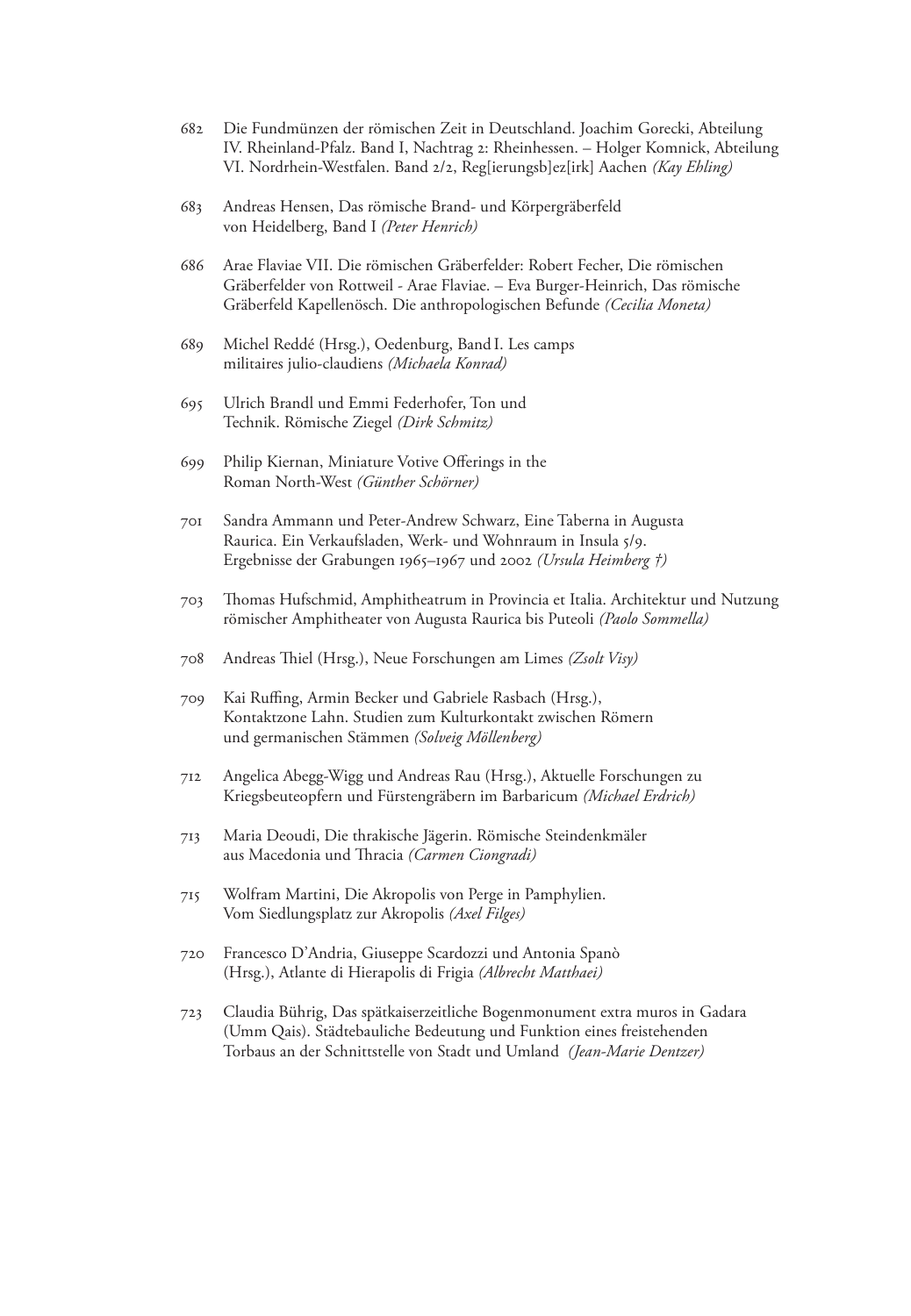682 Die Fundmünzen der römischen Zeit in Deutschland. Joachim Gorecki, Abteilung IV. Rheinland-Pfalz. Band I, Nachtrag 2: Rheinhessen. – Holger Komnick, Abteilung VI. Nordrhein-Westfalen. Band 2/2, Reg[ierungsb]ez[irk] Aachen *(Kay Ehling)*

683 Andreas Hensen, Das römische Brand- und Körpergräberfeld von Heidelberg, Band I *(Peter Henrich)*

686 Arae Flaviae VII. Die römischen Gräberfelder: Robert Fecher, Die römischen Gräberfelder von Rottweil - Arae Flaviae. – Eva Burger-Heinrich, Das römische Gräberfeld Kapellenösch. Die anthropologischen Befunde *(Cecilia Moneta)*

689 Michel Reddé (Hrsg.), Oedenburg, Band I. Les camps militaires julio-claudiens *(Michaela Konrad)*

695 Ulrich Brandl und Emmi Federhofer, Ton und Technik. Römische Ziegel *(Dirk Schmitz)*

699 Philip Kiernan, Miniature Votive Offerings in the Roman North-West *(Günther Schörner)*

701 Sandra Ammann und Peter-Andrew Schwarz, Eine Taberna in Augusta Raurica. Ein Verkaufsladen, Werk- und Wohnraum in Insula 5/9. Ergebnisse der Grabungen 1965–1967 und 2002 *(Ursula Heimberg †)*

703 Thomas Hufschmid, Amphitheatrum in Provincia et Italia. Architektur und Nutzung römischer Amphitheater von Augusta Raurica bis Puteoli *(Paolo Sommella)*

708 Andreas Thiel (Hrsg.), Neue Forschungen am Limes *(Zsolt Visy)*

709 Kai Ruffing, Armin Becker und Gabriele Rasbach (Hrsg.), Kontaktzone Lahn. Studien zum Kulturkontakt zwischen Römern und germanischen Stämmen *(Solveig Möllenberg)*

712 Angelica Abegg-Wigg und Andreas Rau (Hrsg.), Aktuelle Forschungen zu Kriegsbeuteopfern und Fürstengräbern im Barbaricum *(Michael Erdrich)*

713 Maria Deoudi, Die thrakische Jägerin. Römische Steindenkmäler aus Macedonia und Thracia *(Carmen Ciongradi)*

715 Wolfram Martini, Die Akropolis von Perge in Pamphylien. Vom Siedlungsplatz zur Akropolis *(Axel Filges)*

720 Francesco D'Andria, Giuseppe Scardozzi und Antonia Spanò (Hrsg.), Atlante di Hierapolis di Frigia *(Albrecht Matthaei)*

723 Claudia Bührig, Das spätkaiserzeitliche Bogenmonument extra muros in Gadara (Umm Qais). Städtebauliche Bedeutung und Funktion eines freistehenden Torbaus an der Schnittstelle von Stadt und Umland *(Jean-Marie Dentzer)*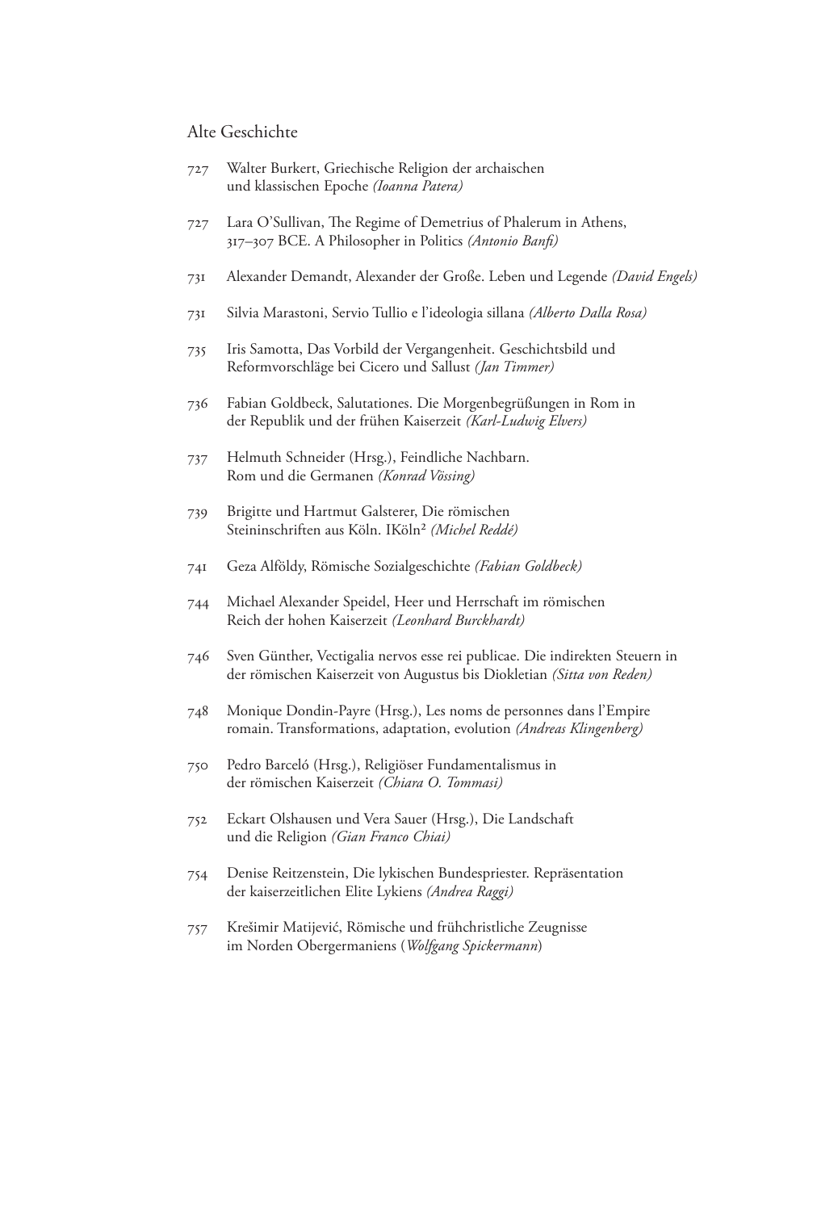## Alte Geschichte

727 Walter Burkert, Griechische Religion der archaischen und klassischen Epoche *(Ioanna Patera)*

727 Lara O'Sullivan, The Regime of Demetrius of Phalerum in Athens, 317–307 BCE. A Philosopher in Politics *(Antonio Banfi)*

731 Alexander Demandt, Alexander der Große. Leben und Legende *(David Engels)*

731 Silvia Marastoni, Servio Tullio e l'ideologia sillana *(Alberto Dalla Rosa)*

735 Iris Samotta, Das Vorbild der Vergangenheit. Geschichtsbild und Reformvorschläge bei Cicero und Sallust *(Jan Timmer)*

736 Fabian Goldbeck, Salutationes. Die Morgenbegrüßungen in Rom in der Republik und der frühen Kaiserzeit *(Karl-Ludwig Elvers)*

737 Helmuth Schneider (Hrsg.), Feindliche Nachbarn. Rom und die Germanen *(Konrad Vössing)*

739 Brigitte und Hartmut Galsterer, Die römischen Steininschriften aus Köln. IKöln² *(Michel Reddé)*

741 Geza Alföldy, Römische Sozialgeschichte *(Fabian Goldbeck)*

744 Michael Alexander Speidel, Heer und Herrschaft im römischen Reich der hohen Kaiserzeit *(Leonhard Burckhardt)*

746 Sven Günther, Vectigalia nervos esse rei publicae. Die indirekten Steuern in der römischen Kaiserzeit von Augustus bis Diokletian *(Sitta von Reden)*

748 Monique Dondin-Payre (Hrsg.), Les noms de personnes dans l'Empire romain. Transformations, adaptation, evolution *(Andreas Klingenberg)*

750 Pedro Barceló (Hrsg.), Religiöser Fundamentalismus in der römischen Kaiserzeit *(Chiara O. Tommasi)*

752 Eckart Olshausen und Vera Sauer (Hrsg.), Die Landschaft und die Religion *(Gian Franco Chiai)*

754 Denise Reitzenstein, Die lykischen Bundespriester. Repräsentation der kaiserzeitlichen Elite Lykiens *(Andrea Raggi)*

757 Krešimir Matijević, Römische und frühchristliche Zeugnisse im Norden Obergermaniens (*Wolfgang Spickermann*)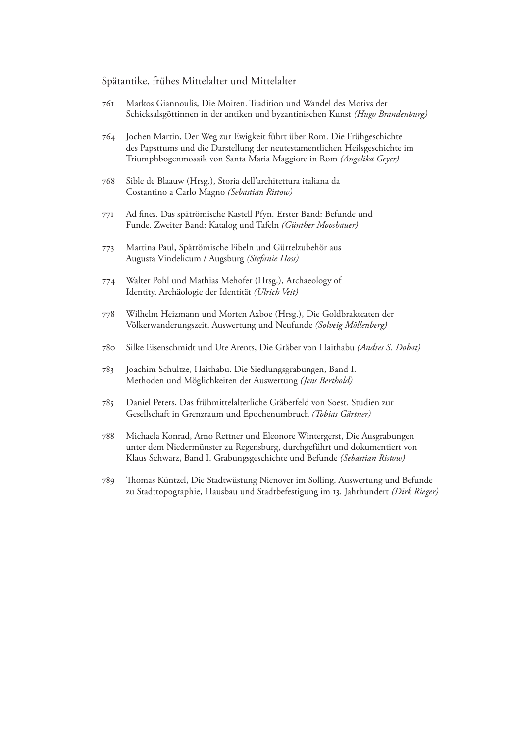## Spätantike, frühes Mittelalter und Mittelalter

761 Markos Giannoulis, Die Moiren. Tradition und Wandel des Motivs der Schicksalsgöttinnen in der antiken und byzantinischen Kunst *(Hugo Brandenburg)*

764 Jochen Martin, Der Weg zur Ewigkeit führt über Rom. Die Frühgeschichte des Papsttums und die Darstellung der neutestamentlichen Heilsgeschichte im Triumphbogenmosaik von Santa Maria Maggiore in Rom *(Angelika Geyer)*

768 Sible de Blaauw (Hrsg.), Storia dell'architettura italiana da Costantino a Carlo Magno *(Sebastian Ristow)*

771 Ad fines. Das spätrömische Kastell Pfyn. Erster Band: Befunde und Funde. Zweiter Band: Katalog und Tafeln *(Günther Moosbauer)*

773 Martina Paul, Spätrömische Fibeln und Gürtelzubehör aus Augusta Vindelicum / Augsburg *(Stefanie Hoss)*

774 Walter Pohl und Mathias Mehofer (Hrsg.), Archaeology of Identity. Archäologie der Identität *(Ulrich Veit)*

778 Wilhelm Heizmann und Morten Axboe (Hrsg.), Die Goldbrakteaten der Völkerwanderungszeit. Auswertung und Neufunde *(Solveig Möllenberg)*

780 Silke Eisenschmidt und Ute Arents, Die Gräber von Haithabu *(Andres S. Dobat)*

783 Joachim Schultze, Haithabu. Die Siedlungsgrabungen, Band I. Methoden und Möglichkeiten der Auswertung *(Jens Berthold)*

785 Daniel Peters, Das frühmittelalterliche Gräberfeld von Soest. Studien zur Gesellschaft in Grenzraum und Epochenumbruch *(Tobias Gärtner)*

788 Michaela Konrad, Arno Rettner und Eleonore Wintergerst, Die Ausgrabungen unter dem Niedermünster zu Regensburg, durchgeführt und dokumentiert von Klaus Schwarz, Band I. Grabungsgeschichte und Befunde *(Sebastian Ristow)*

789 Thomas Küntzel, Die Stadtwüstung Nienover im Solling. Auswertung und Befunde zu Stadttopographie, Hausbau und Stadtbefestigung im 13. Jahrhundert *(Dirk Rieger)*